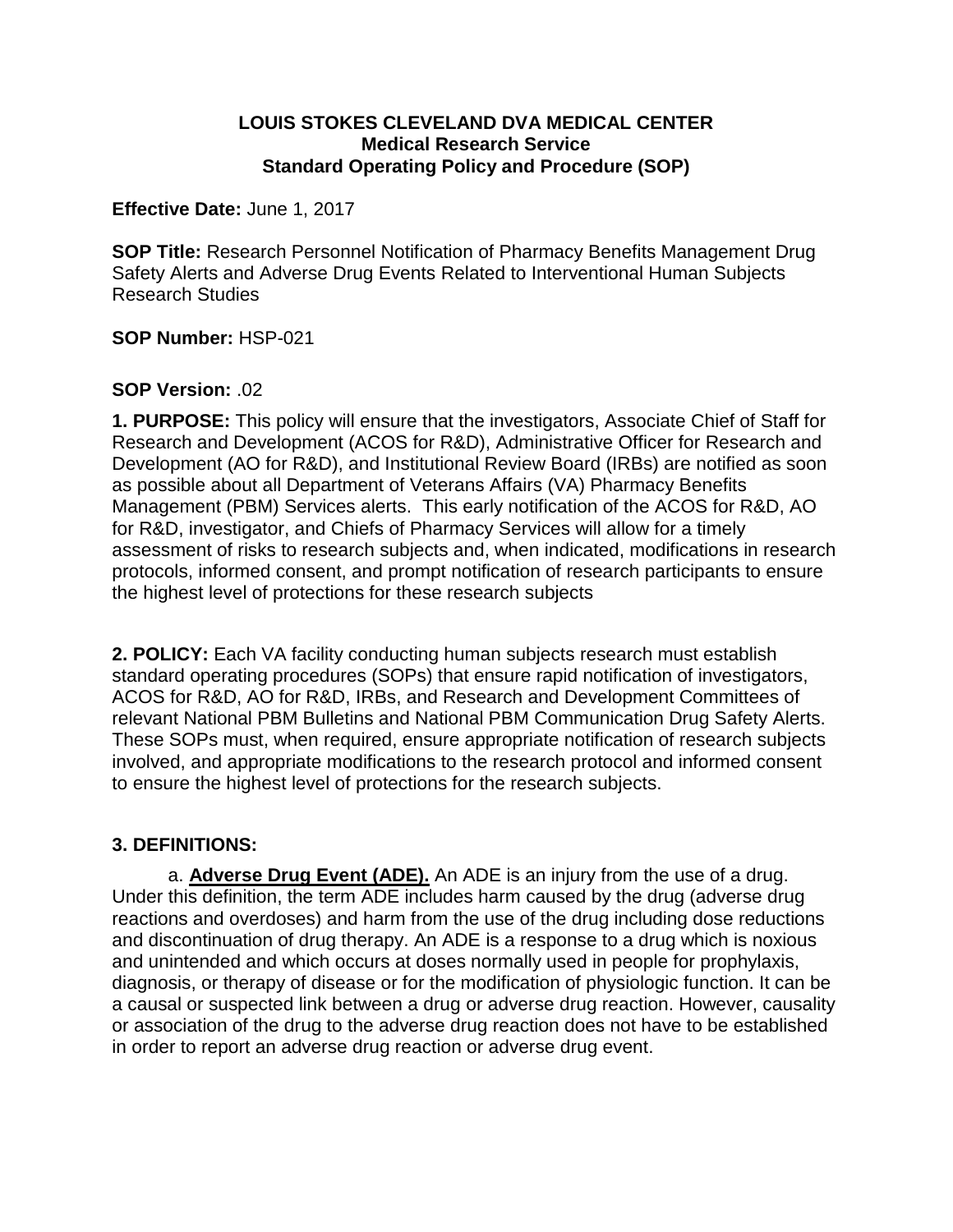**LOUIS STOKES CLEVELAND DVA MEDICAL CENTER**
**Medical Research Service**
**Standard Operating Policy and Procedure (SOP)**

**Effective Date:** June 1, 2017

**SOP Title:** Research Personnel Notification of Pharmacy Benefits Management Drug Safety Alerts and Adverse Drug Events Related to Interventional Human Subjects Research Studies

**SOP Number:** HSP-021

**SOP Version:** .02

**1. PURPOSE:** This policy will ensure that the investigators, Associate Chief of Staff for Research and Development (ACOS for R&D), Administrative Officer for Research and Development (AO for R&D), and Institutional Review Board (IRBs) are notified as soon as possible about all Department of Veterans Affairs (VA) Pharmacy Benefits Management (PBM) Services alerts. This early notification of the ACOS for R&D, AO for R&D, investigator, and Chiefs of Pharmacy Services will allow for a timely assessment of risks to research subjects and, when indicated, modifications in research protocols, informed consent, and prompt notification of research participants to ensure the highest level of protections for these research subjects

**2. POLICY:** Each VA facility conducting human subjects research must establish standard operating procedures (SOPs) that ensure rapid notification of investigators, ACOS for R&D, AO for R&D, IRBs, and Research and Development Committees of relevant National PBM Bulletins and National PBM Communication Drug Safety Alerts. These SOPs must, when required, ensure appropriate notification of research subjects involved, and appropriate modifications to the research protocol and informed consent to ensure the highest level of protections for the research subjects.

**3. DEFINITIONS:**

a. **Adverse Drug Event (ADE).** An ADE is an injury from the use of a drug. Under this definition, the term ADE includes harm caused by the drug (adverse drug reactions and overdoses) and harm from the use of the drug including dose reductions and discontinuation of drug therapy. An ADE is a response to a drug which is noxious and unintended and which occurs at doses normally used in people for prophylaxis, diagnosis, or therapy of disease or for the modification of physiologic function. It can be a causal or suspected link between a drug or adverse drug reaction. However, causality or association of the drug to the adverse drug reaction does not have to be established in order to report an adverse drug reaction or adverse drug event.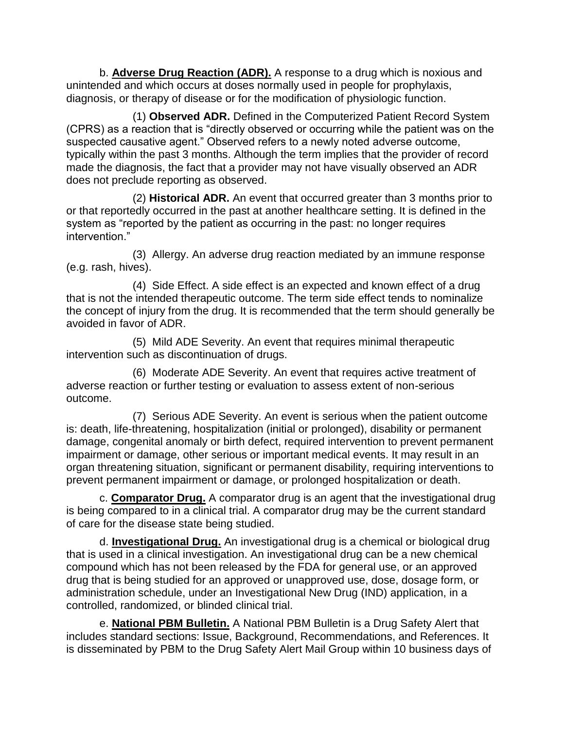b. **Adverse Drug Reaction (ADR).** A response to a drug which is noxious and unintended and which occurs at doses normally used in people for prophylaxis, diagnosis, or therapy of disease or for the modification of physiologic function.

(1) **Observed ADR.** Defined in the Computerized Patient Record System (CPRS) as a reaction that is "directly observed or occurring while the patient was on the suspected causative agent." Observed refers to a newly noted adverse outcome, typically within the past 3 months. Although the term implies that the provider of record made the diagnosis, the fact that a provider may not have visually observed an ADR does not preclude reporting as observed.

(2) **Historical ADR.** An event that occurred greater than 3 months prior to or that reportedly occurred in the past at another healthcare setting. It is defined in the system as "reported by the patient as occurring in the past: no longer requires intervention."

(3) Allergy. An adverse drug reaction mediated by an immune response (e.g. rash, hives).

(4) Side Effect. A side effect is an expected and known effect of a drug that is not the intended therapeutic outcome. The term side effect tends to nominalize the concept of injury from the drug. It is recommended that the term should generally be avoided in favor of ADR.

(5) Mild ADE Severity. An event that requires minimal therapeutic intervention such as discontinuation of drugs.

(6) Moderate ADE Severity. An event that requires active treatment of adverse reaction or further testing or evaluation to assess extent of non-serious outcome.

(7) Serious ADE Severity. An event is serious when the patient outcome is: death, life-threatening, hospitalization (initial or prolonged), disability or permanent damage, congenital anomaly or birth defect, required intervention to prevent permanent impairment or damage, other serious or important medical events. It may result in an organ threatening situation, significant or permanent disability, requiring interventions to prevent permanent impairment or damage, or prolonged hospitalization or death.

c. **Comparator Drug.** A comparator drug is an agent that the investigational drug is being compared to in a clinical trial. A comparator drug may be the current standard of care for the disease state being studied.

d. **Investigational Drug.** An investigational drug is a chemical or biological drug that is used in a clinical investigation. An investigational drug can be a new chemical compound which has not been released by the FDA for general use, or an approved drug that is being studied for an approved or unapproved use, dose, dosage form, or administration schedule, under an Investigational New Drug (IND) application, in a controlled, randomized, or blinded clinical trial.

e. **National PBM Bulletin.** A National PBM Bulletin is a Drug Safety Alert that includes standard sections: Issue, Background, Recommendations, and References. It is disseminated by PBM to the Drug Safety Alert Mail Group within 10 business days of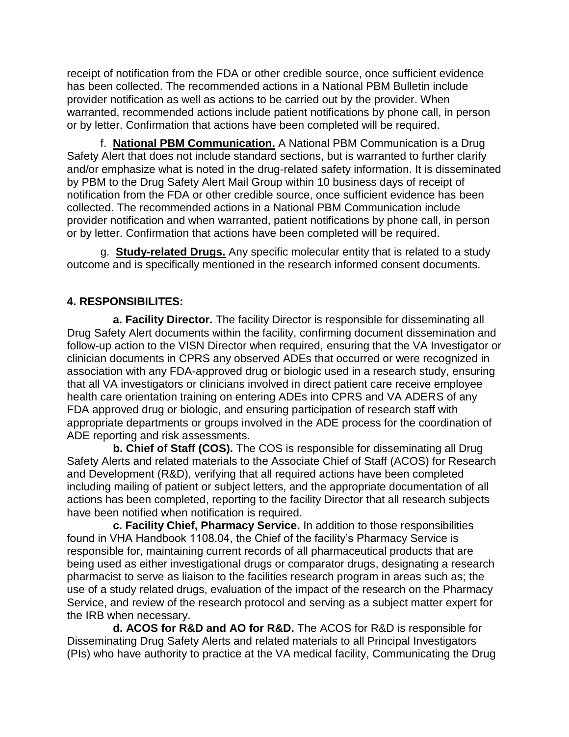receipt of notification from the FDA or other credible source, once sufficient evidence has been collected. The recommended actions in a National PBM Bulletin include provider notification as well as actions to be carried out by the provider. When warranted, recommended actions include patient notifications by phone call, in person or by letter. Confirmation that actions have been completed will be required.

f. **National PBM Communication.** A National PBM Communication is a Drug Safety Alert that does not include standard sections, but is warranted to further clarify and/or emphasize what is noted in the drug-related safety information. It is disseminated by PBM to the Drug Safety Alert Mail Group within 10 business days of receipt of notification from the FDA or other credible source, once sufficient evidence has been collected. The recommended actions in a National PBM Communication include provider notification and when warranted, patient notifications by phone call, in person or by letter. Confirmation that actions have been completed will be required.

g. **Study-related Drugs.** Any specific molecular entity that is related to a study outcome and is specifically mentioned in the research informed consent documents.

## 4. RESPONSIBILITES:

**a. Facility Director.** The facility Director is responsible for disseminating all Drug Safety Alert documents within the facility, confirming document dissemination and follow-up action to the VISN Director when required, ensuring that the VA Investigator or clinician documents in CPRS any observed ADEs that occurred or were recognized in association with any FDA-approved drug or biologic used in a research study, ensuring that all VA investigators or clinicians involved in direct patient care receive employee health care orientation training on entering ADEs into CPRS and VA ADERS of any FDA approved drug or biologic, and ensuring participation of research staff with appropriate departments or groups involved in the ADE process for the coordination of ADE reporting and risk assessments.

**b. Chief of Staff (COS).** The COS is responsible for disseminating all Drug Safety Alerts and related materials to the Associate Chief of Staff (ACOS) for Research and Development (R&D), verifying that all required actions have been completed including mailing of patient or subject letters, and the appropriate documentation of all actions has been completed, reporting to the facility Director that all research subjects have been notified when notification is required.

**c. Facility Chief, Pharmacy Service.** In addition to those responsibilities found in VHA Handbook 1108.04, the Chief of the facility's Pharmacy Service is responsible for, maintaining current records of all pharmaceutical products that are being used as either investigational drugs or comparator drugs, designating a research pharmacist to serve as liaison to the facilities research program in areas such as; the use of a study related drugs, evaluation of the impact of the research on the Pharmacy Service, and review of the research protocol and serving as a subject matter expert for the IRB when necessary.

**d. ACOS for R&D and AO for R&D.** The ACOS for R&D is responsible for Disseminating Drug Safety Alerts and related materials to all Principal Investigators (PIs) who have authority to practice at the VA medical facility, Communicating the Drug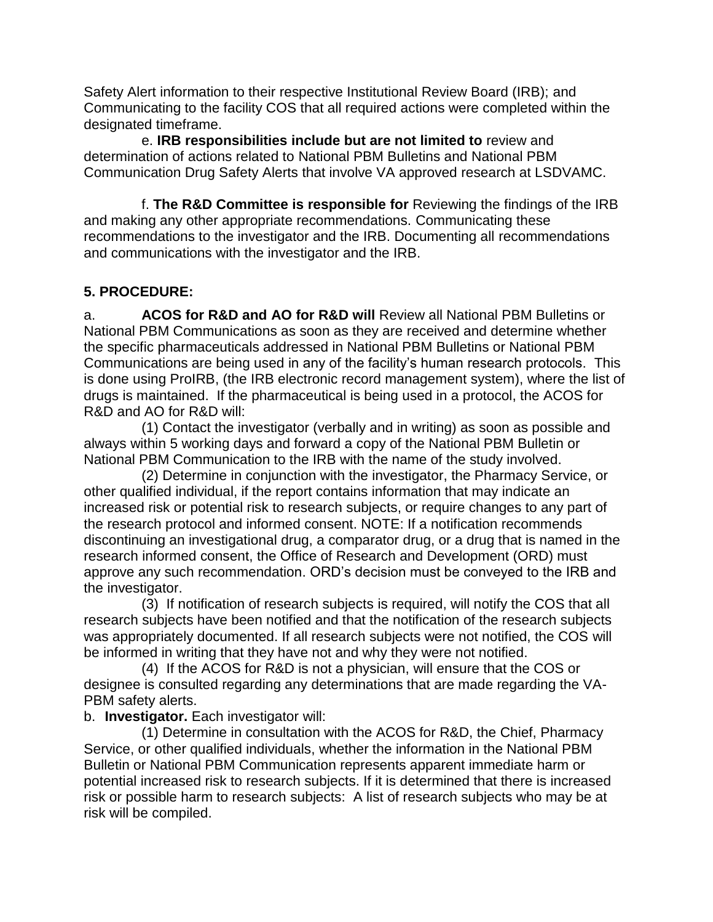Safety Alert information to their respective Institutional Review Board (IRB); and Communicating to the facility COS that all required actions were completed within the designated timeframe.

e. **IRB responsibilities include but are not limited to** review and determination of actions related to National PBM Bulletins and National PBM Communication Drug Safety Alerts that involve VA approved research at LSDVAMC.

f. **The R&D Committee is responsible for** Reviewing the findings of the IRB and making any other appropriate recommendations. Communicating these recommendations to the investigator and the IRB. Documenting all recommendations and communications with the investigator and the IRB.

**5. PROCEDURE:**

a. **ACOS for R&D and AO for R&D will** Review all National PBM Bulletins or National PBM Communications as soon as they are received and determine whether the specific pharmaceuticals addressed in National PBM Bulletins or National PBM Communications are being used in any of the facility's human research protocols. This is done using ProIRB, (the IRB electronic record management system), where the list of drugs is maintained. If the pharmaceutical is being used in a protocol, the ACOS for R&D and AO for R&D will:

(1) Contact the investigator (verbally and in writing) as soon as possible and always within 5 working days and forward a copy of the National PBM Bulletin or National PBM Communication to the IRB with the name of the study involved.

(2) Determine in conjunction with the investigator, the Pharmacy Service, or other qualified individual, if the report contains information that may indicate an increased risk or potential risk to research subjects, or require changes to any part of the research protocol and informed consent. NOTE: If a notification recommends discontinuing an investigational drug, a comparator drug, or a drug that is named in the research informed consent, the Office of Research and Development (ORD) must approve any such recommendation. ORD's decision must be conveyed to the IRB and the investigator.

(3) If notification of research subjects is required, will notify the COS that all research subjects have been notified and that the notification of the research subjects was appropriately documented. If all research subjects were not notified, the COS will be informed in writing that they have not and why they were not notified.

(4) If the ACOS for R&D is not a physician, will ensure that the COS or designee is consulted regarding any determinations that are made regarding the VA-PBM safety alerts.

b. **Investigator.** Each investigator will:

(1) Determine in consultation with the ACOS for R&D, the Chief, Pharmacy Service, or other qualified individuals, whether the information in the National PBM Bulletin or National PBM Communication represents apparent immediate harm or potential increased risk to research subjects. If it is determined that there is increased risk or possible harm to research subjects: A list of research subjects who may be at risk will be compiled.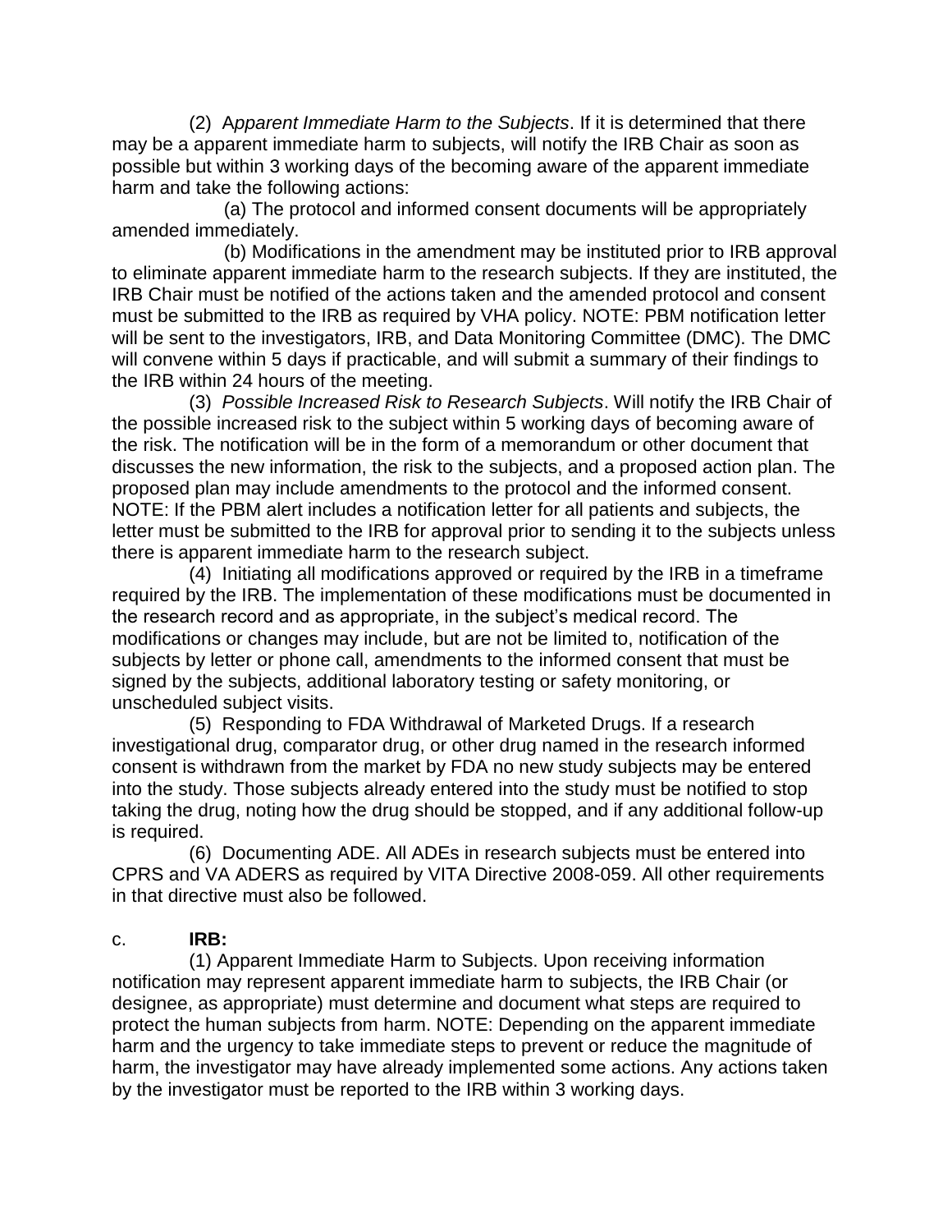(2) A*pparent Immediate Harm to the Subjects*. If it is determined that there may be a apparent immediate harm to subjects, will notify the IRB Chair as soon as possible but within 3 working days of the becoming aware of the apparent immediate harm and take the following actions:

(a) The protocol and informed consent documents will be appropriately amended immediately.

(b) Modifications in the amendment may be instituted prior to IRB approval to eliminate apparent immediate harm to the research subjects. If they are instituted, the IRB Chair must be notified of the actions taken and the amended protocol and consent must be submitted to the IRB as required by VHA policy. NOTE: PBM notification letter will be sent to the investigators, IRB, and Data Monitoring Committee (DMC). The DMC will convene within 5 days if practicable, and will submit a summary of their findings to the IRB within 24 hours of the meeting.

(3) *Possible Increased Risk to Research Subjects*. Will notify the IRB Chair of the possible increased risk to the subject within 5 working days of becoming aware of the risk. The notification will be in the form of a memorandum or other document that discusses the new information, the risk to the subjects, and a proposed action plan. The proposed plan may include amendments to the protocol and the informed consent. NOTE: If the PBM alert includes a notification letter for all patients and subjects, the letter must be submitted to the IRB for approval prior to sending it to the subjects unless there is apparent immediate harm to the research subject.

(4) Initiating all modifications approved or required by the IRB in a timeframe required by the IRB. The implementation of these modifications must be documented in the research record and as appropriate, in the subject's medical record. The modifications or changes may include, but are not be limited to, notification of the subjects by letter or phone call, amendments to the informed consent that must be signed by the subjects, additional laboratory testing or safety monitoring, or unscheduled subject visits.

(5) Responding to FDA Withdrawal of Marketed Drugs. If a research investigational drug, comparator drug, or other drug named in the research informed consent is withdrawn from the market by FDA no new study subjects may be entered into the study. Those subjects already entered into the study must be notified to stop taking the drug, noting how the drug should be stopped, and if any additional follow-up is required.

(6) Documenting ADE. All ADEs in research subjects must be entered into CPRS and VA ADERS as required by VITA Directive 2008-059. All other requirements in that directive must also be followed.

c. **IRB:**

(1) Apparent Immediate Harm to Subjects. Upon receiving information notification may represent apparent immediate harm to subjects, the IRB Chair (or designee, as appropriate) must determine and document what steps are required to protect the human subjects from harm. NOTE: Depending on the apparent immediate harm and the urgency to take immediate steps to prevent or reduce the magnitude of harm, the investigator may have already implemented some actions. Any actions taken by the investigator must be reported to the IRB within 3 working days.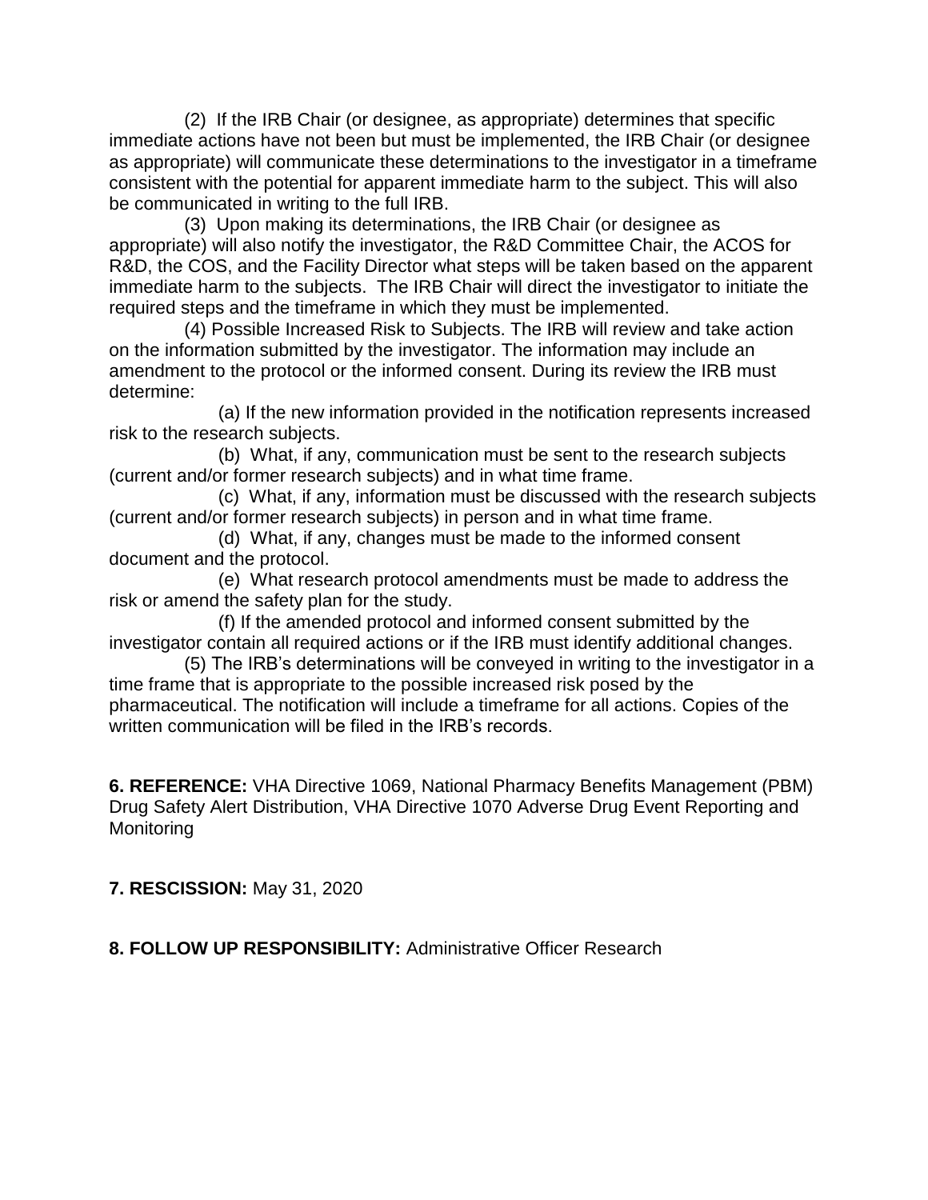(2) If the IRB Chair (or designee, as appropriate) determines that specific immediate actions have not been but must be implemented, the IRB Chair (or designee as appropriate) will communicate these determinations to the investigator in a timeframe consistent with the potential for apparent immediate harm to the subject. This will also be communicated in writing to the full IRB.

(3) Upon making its determinations, the IRB Chair (or designee as appropriate) will also notify the investigator, the R&D Committee Chair, the ACOS for R&D, the COS, and the Facility Director what steps will be taken based on the apparent immediate harm to the subjects. The IRB Chair will direct the investigator to initiate the required steps and the timeframe in which they must be implemented.

(4) Possible Increased Risk to Subjects. The IRB will review and take action on the information submitted by the investigator. The information may include an amendment to the protocol or the informed consent. During its review the IRB must determine:

(a) If the new information provided in the notification represents increased risk to the research subjects.

(b) What, if any, communication must be sent to the research subjects (current and/or former research subjects) and in what time frame.

(c) What, if any, information must be discussed with the research subjects (current and/or former research subjects) in person and in what time frame.

(d) What, if any, changes must be made to the informed consent document and the protocol.

(e) What research protocol amendments must be made to address the risk or amend the safety plan for the study.

(f) If the amended protocol and informed consent submitted by the investigator contain all required actions or if the IRB must identify additional changes.

(5) The IRB's determinations will be conveyed in writing to the investigator in a time frame that is appropriate to the possible increased risk posed by the pharmaceutical. The notification will include a timeframe for all actions. Copies of the written communication will be filed in the IRB's records.

**6. REFERENCE:** VHA Directive 1069, National Pharmacy Benefits Management (PBM) Drug Safety Alert Distribution, VHA Directive 1070 Adverse Drug Event Reporting and Monitoring

**7. RESCISSION:** May 31, 2020

**8. FOLLOW UP RESPONSIBILITY:** Administrative Officer Research